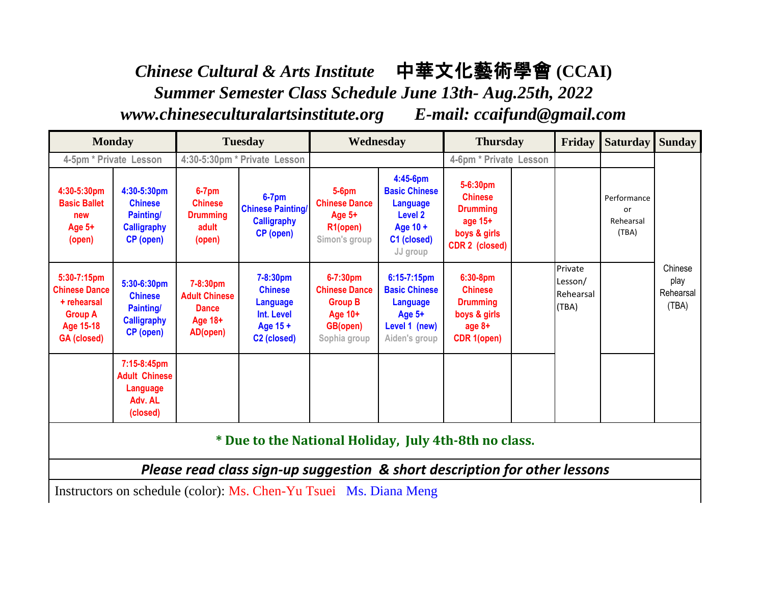# *Chinese Cultural & Arts Institute 中華文化藝術學會 (CCAI)*

## *Summer Semester Class Schedule June 13th- Aug.25th, 2022*

*www.chineseculturalartsinstitute.org E-mail: ccaifund@gmail.com*

| Monday | | Tuesday | | Wednesday | | Thursday | | Friday | Saturday | Sunday |
|---|---|---|---|---|---|---|---|---|---|---|
| 4-5pm * Private Lesson | | 4:30-5:30pm * Private Lesson | | | | 4-6pm * Private Lesson | | | | Chinese play Rehearsal (TBA) |
| 4:30-5:30pm Basic Ballet new Age 5+ (open) | 4:30-5:30pm Chinese Painting/ Calligraphy CP (open) | 6-7pm Chinese Drumming adult (open) | 6-7pm Chinese Painting/ Calligraphy CP (open) | 5-6pm Chinese Dance Age 5+ R1(open) Simon's group | 4:45-6pm Basic Chinese Language Level 2 Age 10 + C1 (closed) JJ group | 5-6:30pm Chinese Drumming age 15+ boys & girls CDR 2 (closed) | | | Performance or Rehearsal (TBA) | |
| 5:30-7:15pm Chinese Dance + rehearsal Group A Age 15-18 GA (closed) | 5:30-6:30pm Chinese Painting/ Calligraphy CP (open) | 7-8:30pm Adult Chinese Dance Age 18+ AD(open) | 7-8:30pm Chinese Language Int. Level Age 15 + C2 (closed) | 6-7:30pm Chinese Dance Group B Age 10+ GB(open) Sophia group | 6:15-7:15pm Basic Chinese Language Age 5+ Level 1 (new) Aiden's group | 6:30-8pm Chinese Drumming boys & girls age 8+ CDR 1(open) | | Private Lesson/ Rehearsal (TBA) | | |
| | 7:15-8:45pm Adult Chinese Language Adv. AL (closed) | | | | | | | | | |

**\* Due to the National Holiday, July 4th-8th no class.**

***Please read class sign-up suggestion & short description for other lessons***

Instructors on schedule (color): Ms. Chen-Yu Tsuei Ms. Diana Meng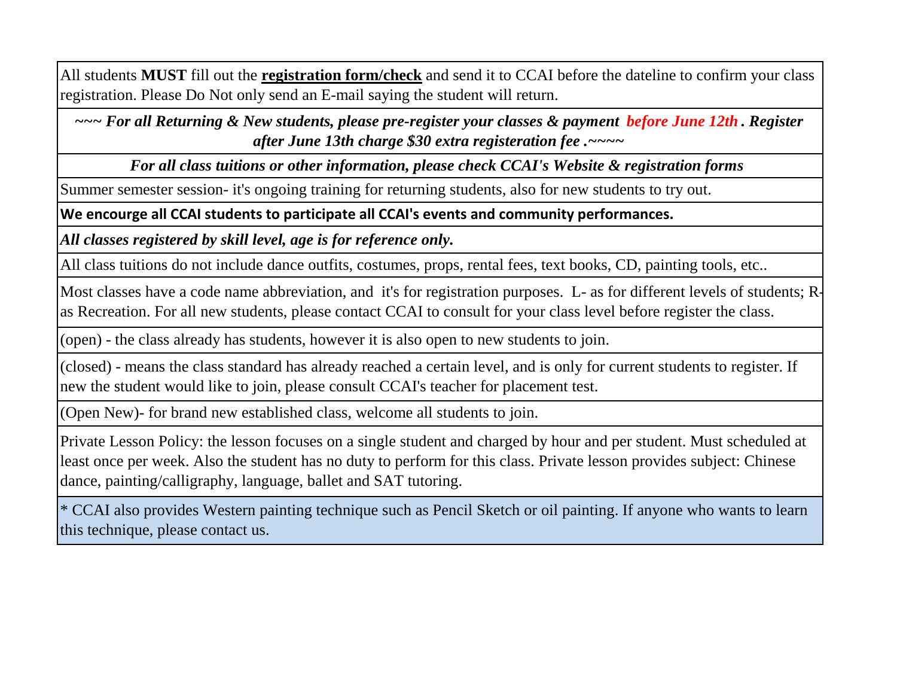All students **MUST** fill out the **registration form/check** and send it to CCAI before the dateline to confirm your class registration. Please Do Not only send an E-mail saying the student will return.

***~~~ For all Returning & New students, please pre-register your classes & payment before June 12th . Register after June 13th charge $30 extra registeration fee .~~~~***

***For all class tuitions or other information, please check CCAI's Website & registration forms***

Summer semester session- it's ongoing training for returning students, also for new students to try out.

**We encourge all CCAI students to participate all CCAI's events and community performances.**

***All classes registered by skill level, age is for reference only.***

All class tuitions do not include dance outfits, costumes, props, rental fees, text books, CD, painting tools, etc..

Most classes have a code name abbreviation, and it's for registration purposes. L- as for different levels of students; R- as Recreation. For all new students, please contact CCAI to consult for your class level before register the class.

(open) - the class already has students, however it is also open to new students to join.

(closed) - means the class standard has already reached a certain level, and is only for current students to register. If new the student would like to join, please consult CCAI's teacher for placement test.

(Open New)- for brand new established class, welcome all students to join.

Private Lesson Policy: the lesson focuses on a single student and charged by hour and per student. Must scheduled at least once per week. Also the student has no duty to perform for this class. Private lesson provides subject: Chinese dance, painting/calligraphy, language, ballet and SAT tutoring.

* CCAI also provides Western painting technique such as Pencil Sketch or oil painting. If anyone who wants to learn this technique, please contact us.